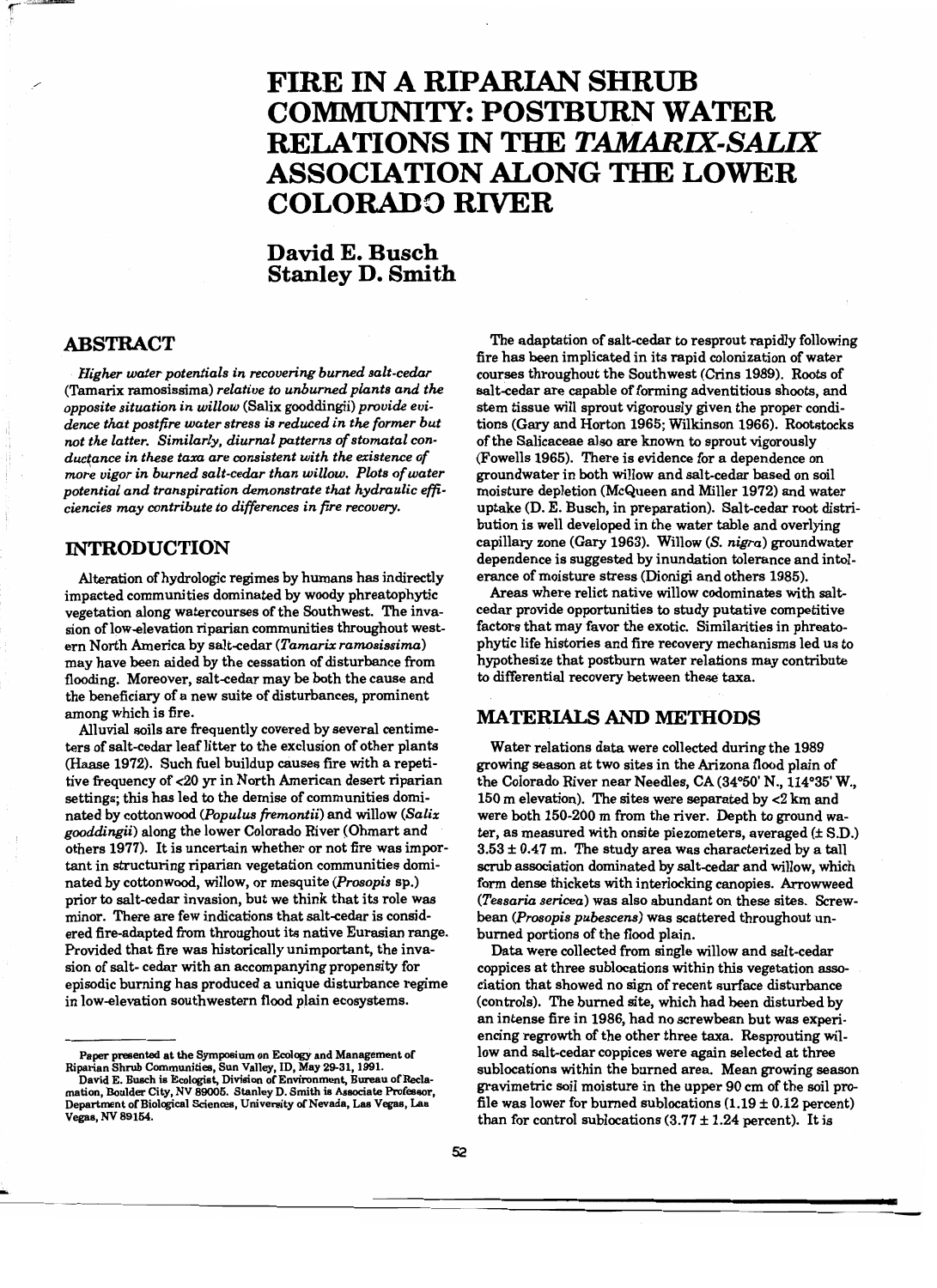# FIRE IN A RIPARIAN SHRUB COMMUNITY: POSTBURN WATER RELATIONS IN THE *TAMARIX-SALIX* ASSOCIATION ALONG THE LOWER COLORADO RIVER

## David E. Busch
## Stanley D. Smith

## ABSTRACT

*Higher water potentials in recovering burned salt-cedar* (Tamarix ramosissima) *relative to unburned plants and the opposite situation in willow* (Salix gooddingii) *provide evidence that postfire water stress is reduced in the former but not the latter. Similarly, diurnal patterns of stomatal conductance in these taxa are consistent with the existence of more vigor in burned salt-cedar than willow. Plots of water potential and transpiration demonstrate that hydraulic efficiencies may contribute to differences in fire recovery.*

## INTRODUCTION

Alteration of hydrologic regimes by humans has indirectly impacted communities dominated by woody phreatophytic vegetation along watercourses of the Southwest. The invasion of low-elevation riparian communities throughout western North America by salt-cedar (*Tamarix ramosissima*) may have been aided by the cessation of disturbance from flooding. Moreover, salt-cedar may be both the cause and the beneficiary of a new suite of disturbances, prominent among which is fire.

Alluvial soils are frequently covered by several centimeters of salt-cedar leaf litter to the exclusion of other plants (Haase 1972). Such fuel buildup causes fire with a repetitive frequency of <20 yr in North American desert riparian settings; this has led to the demise of communities dominated by cottonwood (*Populus fremontii*) and willow (*Salix gooddingii*) along the lower Colorado River (Ohmart and others 1977). It is uncertain whether or not fire was important in structuring riparian vegetation communities dominated by cottonwood, willow, or mesquite (*Prosopis* sp.) prior to salt-cedar invasion, but we think that its role was minor. There are few indications that salt-cedar is considered fire-adapted from throughout its native Eurasian range. Provided that fire was historically unimportant, the invasion of salt- cedar with an accompanying propensity for episodic burning has produced a unique disturbance regime in low-elevation southwestern flood plain ecosystems.

Paper presented at the Symposium on Ecology and Management of Riparian Shrub Communities, Sun Valley, ID, May 29-31, 1991.

David E. Busch is Ecologist, Division of Environment, Bureau of Reclamation, Boulder City, NV 89005. Stanley D. Smith is Associate Professor, Department of Biological Sciences, University of Nevada, Las Vegas, Las Vegas, NV 89154.

The adaptation of salt-cedar to resprout rapidly following fire has been implicated in its rapid colonization of water courses throughout the Southwest (Crins 1989). Roots of salt-cedar are capable of forming adventitious shoots, and stem tissue will sprout vigorously given the proper conditions (Gary and Horton 1965; Wilkinson 1966). Rootstocks of the Salicaceae also are known to sprout vigorously (Fowells 1965). There is evidence for a dependence on groundwater in both willow and salt-cedar based on soil moisture depletion (McQueen and Miller 1972) and water uptake (D. E. Busch, in preparation). Salt-cedar root distribution is well developed in the water table and overlying capillary zone (Gary 1963). Willow (*S. nigra*) groundwater dependence is suggested by inundation tolerance and intolerance of moisture stress (Dionigi and others 1985).

Areas where relict native willow codominates with salt-cedar provide opportunities to study putative competitive factors that may favor the exotic. Similarities in phreatophytic life histories and fire recovery mechanisms led us to hypothesize that postburn water relations may contribute to differential recovery between these taxa.

## MATERIALS AND METHODS

Water relations data were collected during the 1989 growing season at two sites in the Arizona flood plain of the Colorado River near Needles, CA (34°50' N., 114°35' W., 150 m elevation). The sites were separated by <2 km and were both 150-200 m from the river. Depth to ground water, as measured with onsite piezometers, averaged (± S.D.) 3.53 ± 0.47 m. The study area was characterized by a tall scrub association dominated by salt-cedar and willow, which form dense thickets with interlocking canopies. Arrowweed (*Tessaria sericea*) was also abundant on these sites. Screwbean (*Prosopis pubescens*) was scattered throughout unburned portions of the flood plain.

Data were collected from single willow and salt-cedar coppices at three sublocations within this vegetation association that showed no sign of recent surface disturbance (controls). The burned site, which had been disturbed by an intense fire in 1986, had no screwbean but was experiencing regrowth of the other three taxa. Resprouting willow and salt-cedar coppices were again selected at three sublocations within the burned area. Mean growing season gravimetric soil moisture in the upper 90 cm of the soil profile was lower for burned sublocations (1.19 ± 0.12 percent) than for control sublocations (3.77 ± 1.24 percent). It is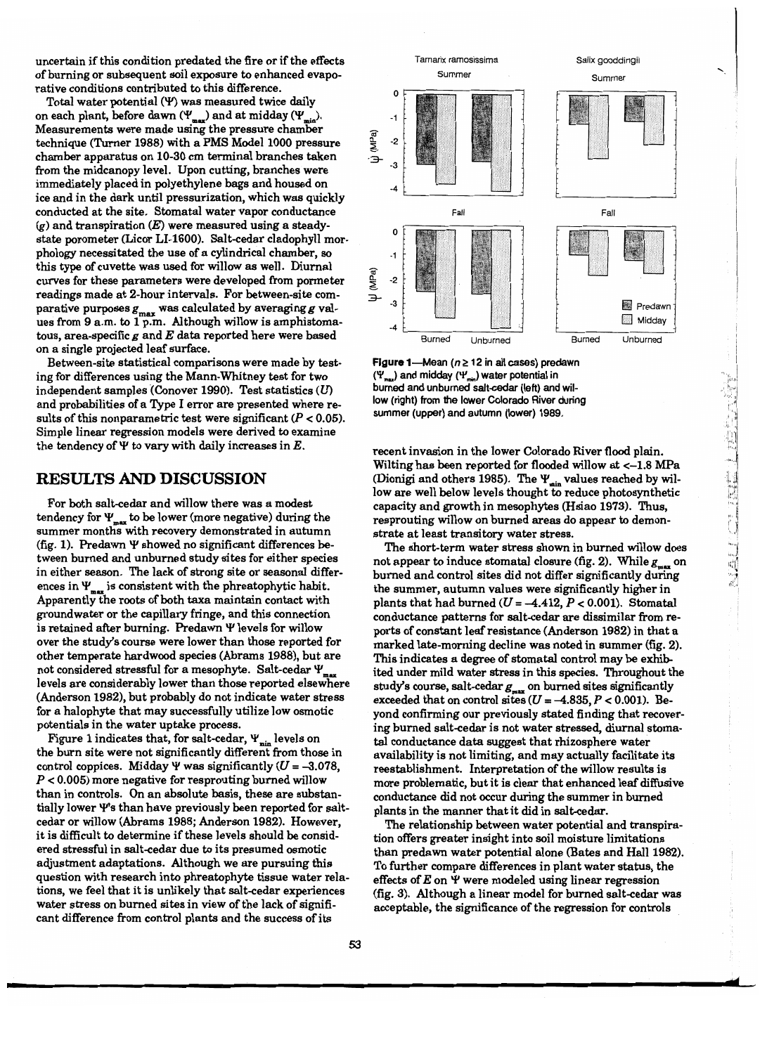uncertain if this condition predated the fire or if the effects of burning or subsequent soil exposure to enhanced evaporative conditions contributed to this difference.

Total water potential ($\Psi$) was measured twice daily on each plant, before dawn ($\Psi_{max}$) and at midday ($\Psi_{min}$). Measurements were made using the pressure chamber technique (Turner 1988) with a PMS Model 1000 pressure chamber apparatus on 10-30 cm terminal branches taken from the midcanopy level. Upon cutting, branches were immediately placed in polyethylene bags and housed on ice and in the dark until pressurization, which was quickly conducted at the site. Stomatal water vapor conductance ($g$) and transpiration ($E$) were measured using a steady-state porometer (Licor LI-1600). Salt-cedar cladophyll morphology necessitated the use of a cylindrical chamber, so this type of cuvette was used for willow as well. Diurnal curves for these parameters were developed from porometer readings made at 2-hour intervals. For between-site comparative purposes $g_{max}$ was calculated by averaging $g$ values from 9 a.m. to 1 p.m. Although willow is amphistomatous, area-specific $g$ and $E$ data reported here were based on a single projected leaf surface.

Between-site statistical comparisons were made by testing for differences using the Mann-Whitney test for two independent samples (Conover 1990). Test statistics ($U$) and probabilities of a Type I error are presented where results of this nonparametric test were significant ($P < 0.05$). Simple linear regression models were derived to examine the tendency of $\Psi$ to vary with daily increases in $E$.

## RESULTS AND DISCUSSION

For both salt-cedar and willow there was a modest tendency for $\Psi_{max}$ to be lower (more negative) during the summer months with recovery demonstrated in autumn (fig. 1). Predawn $\Psi$ showed no significant differences between burned and unburned study sites for either species in either season. The lack of strong site or seasonal differences in $\Psi_{max}$ is consistent with the phreatophytic habit. Apparently the roots of both taxa maintain contact with groundwater or the capillary fringe, and this connection is retained after burning. Predawn $\Psi$ levels for willow over the study's course were lower than those reported for other temperate hardwood species (Abrams 1988), but are not considered stressful for a mesophyte. Salt-cedar $\Psi_{max}$ levels are considerably lower than those reported elsewhere (Anderson 1982), but probably do not indicate water stress for a halophyte that may successfully utilize low osmotic potentials in the water uptake process.

Figure 1 indicates that, for salt-cedar, $\Psi_{min}$ levels on the burn site were not significantly different from those in control coppices. Midday $\Psi$ was significantly ($U = -3.078$, $P < 0.005$) more negative for resprouting burned willow than in controls. On an absolute basis, these are substantially lower $\Psi$'s than have previously been reported for salt-cedar or willow (Abrams 1988; Anderson 1982). However, it is difficult to determine if these levels should be considered stressful in salt-cedar due to its presumed osmotic adjustment adaptations. Although we are pursuing this question with research into phreatophyte tissue water relations, we feel that it is unlikely that salt-cedar experiences water stress on burned sites in view of the lack of significant difference from control plants and the success of its recent invasion in the lower Colorado River flood plain. Wilting has been reported for flooded willow at <–1.8 MPa (Dionigi and others 1985). The $\Psi_{min}$ values reached by willow are well below levels thought to reduce photosynthetic capacity and growth in mesophytes (Hsiao 1973). Thus, resprouting willow on burned areas do appear to demonstrate at least transitory water stress.

**Figure 1**—Mean ($n \geq 12$ in all cases) predawn ($\Psi_{max}$) and midday ($\Psi_{min}$) water potential in burned and unburned salt-cedar (left) and willow (right) from the lower Colorado River during summer (upper) and autumn (lower) 1989.

The short-term water stress shown in burned willow does not appear to induce stomatal closure (fig. 2). While $g_{max}$ on burned and control sites did not differ significantly during the summer, autumn values were significantly higher in plants that had burned ($U = -4.412$, $P < 0.001$). Stomatal conductance patterns for salt-cedar are dissimilar from reports of constant leaf resistance (Anderson 1982) in that a marked late-morning decline was noted in summer (fig. 2). This indicates a degree of stomatal control may be exhibited under mild water stress in this species. Throughout the study's course, salt-cedar $g_{max}$ on burned sites significantly exceeded that on control sites ($U = -4.835$, $P < 0.001$). Beyond confirming our previously stated finding that recovering burned salt-cedar is not water stressed, diurnal stomatal conductance data suggest that rhizosphere water availability is not limiting, and may actually facilitate its reestablishment. Interpretation of the willow results is more problematic, but it is clear that enhanced leaf diffusive conductance did not occur during the summer in burned plants in the manner that it did in salt-cedar.

The relationship between water potential and transpiration offers greater insight into soil moisture limitations than predawn water potential alone (Bates and Hall 1982). To further compare differences in plant water status, the effects of $E$ on $\Psi$ were modeled using linear regression (fig. 3). Although a linear model for burned salt-cedar was acceptable, the significance of the regression for controls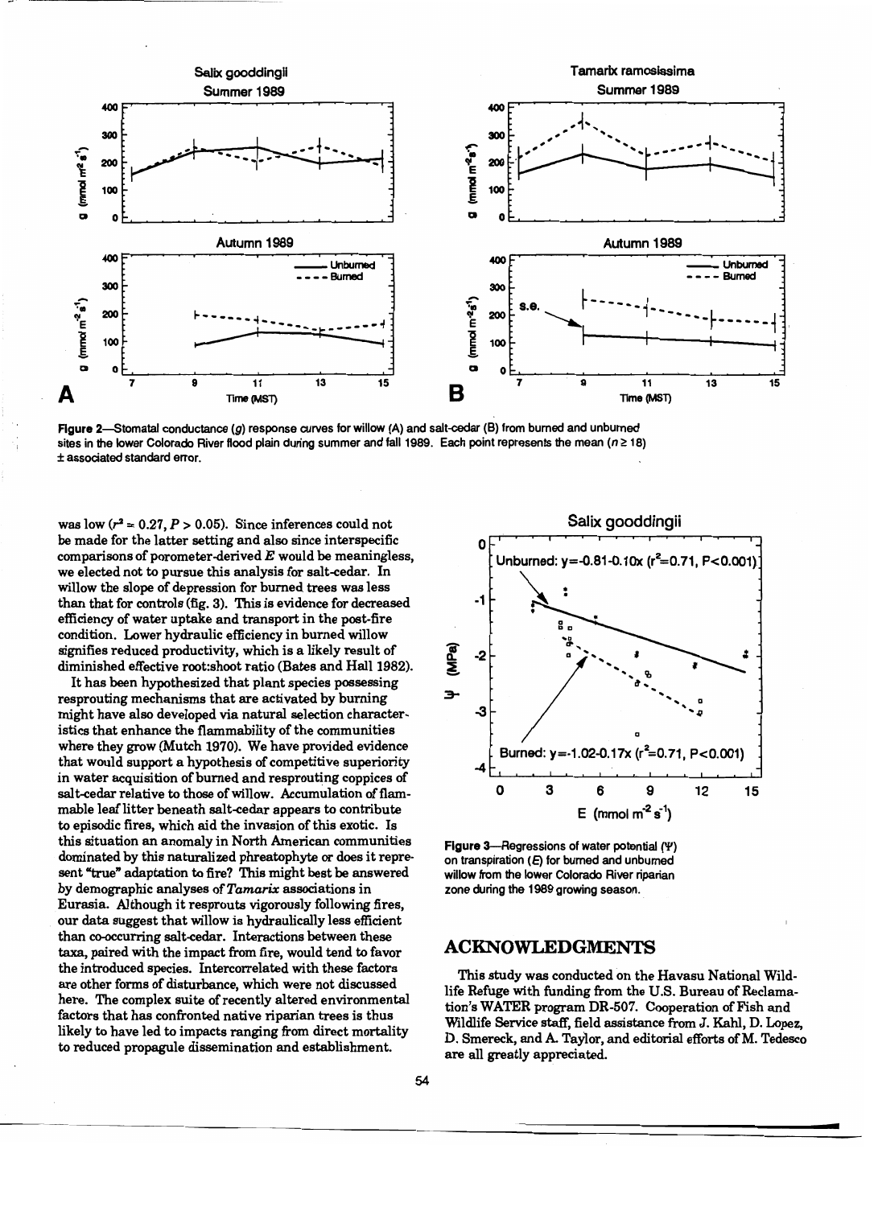Figure 2—Stomatal conductance ($g$) response curves for willow (A) and salt-cedar (B) from burned and unburned sites in the lower Colorado River flood plain during summer and fall 1989. Each point represents the mean ($n \geq 18$) ± associated standard error.

was low ($r^2 = 0.27, P > 0.05$). Since inferences could not be made for the latter setting and also since interspecific comparisons of porometer-derived $E$ would be meaningless, we elected not to pursue this analysis for salt-cedar. In willow the slope of depression for burned trees was less than that for controls (fig. 3). This is evidence for decreased efficiency of water uptake and transport in the post-fire condition. Lower hydraulic efficiency in burned willow signifies reduced productivity, which is a likely result of diminished effective root:shoot ratio (Bates and Hall 1982).

It has been hypothesized that plant species possessing resprouting mechanisms that are activated by burning might have also developed via natural selection characteristics that enhance the flammability of the communities where they grow (Mutch 1970). We have provided evidence that would support a hypothesis of competitive superiority in water acquisition of burned and resprouting coppices of salt-cedar relative to those of willow. Accumulation of flammable leaf litter beneath salt-cedar appears to contribute to episodic fires, which aid the invasion of this exotic. Is this situation an anomaly in North American communities dominated by this naturalized phreatophyte or does it represent "true" adaptation to fire? This might best be answered by demographic analyses of *Tamarix* associations in Eurasia. Although it resprouts vigorously following fires, our data suggest that willow is hydraulically less efficient than co-occurring salt-cedar. Interactions between these taxa, paired with the impact from fire, would tend to favor the introduced species. Intercorrelated with these factors are other forms of disturbance, which were not discussed here. The complex suite of recently altered environmental factors that has confronted native riparian trees is thus likely to have led to impacts ranging from direct mortality to reduced propagule dissemination and establishment.

Figure 3—Regressions of water potential ($\Psi$) on transpiration ($E$) for burned and unburned willow from the lower Colorado River riparian zone during the 1989 growing season.

## ACKNOWLEDGMENTS

This study was conducted on the Havasu National Wildlife Refuge with funding from the U.S. Bureau of Reclamation's WATER program DR-507. Cooperation of Fish and Wildlife Service staff, field assistance from J. Kahl, D. Lopez, D. Smereck, and A. Taylor, and editorial efforts of M. Tedesco are all greatly appreciated.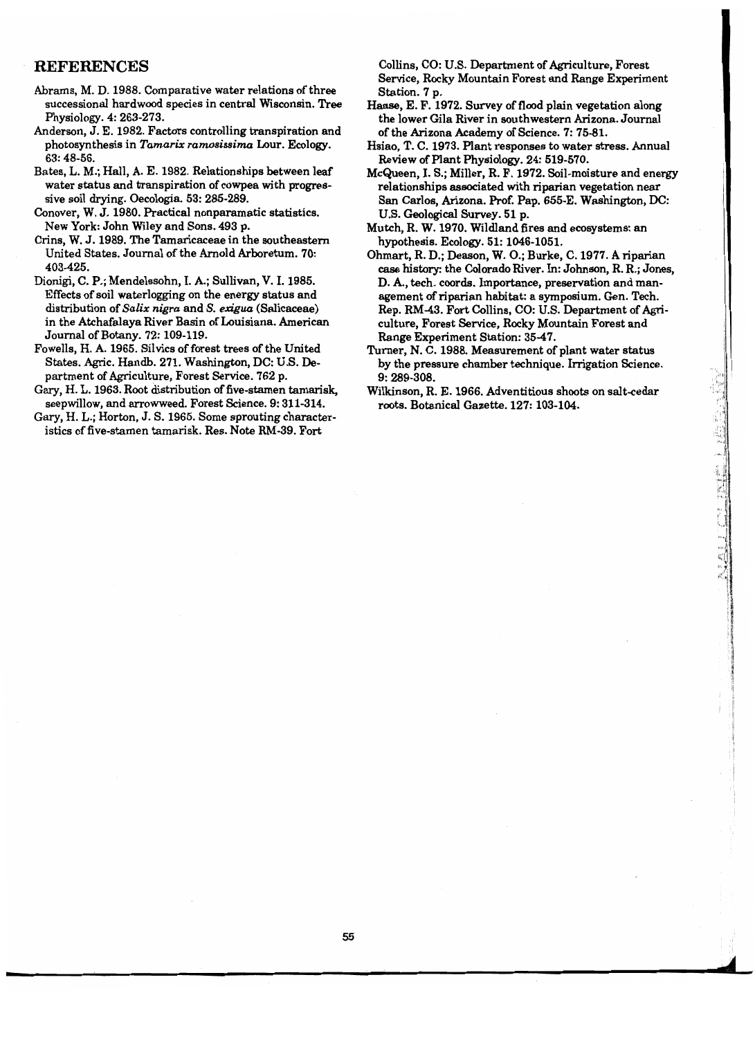## REFERENCES

Abrams, M. D. 1988. Comparative water relations of three successional hardwood species in central Wisconsin. Tree Physiology. 4: 263-273.

Anderson, J. E. 1982. Factors controlling transpiration and photosynthesis in *Tamarix ramosissima* Lour. Ecology. 63: 48-56.

Bates, L. M.; Hall, A. E. 1982. Relationships between leaf water status and transpiration of cowpea with progressive soil drying. Oecologia. 53: 285-289.

Conover, W. J. 1980. Practical nonparamatic statistics. New York: John Wiley and Sons. 493 p.

Crins, W. J. 1989. The Tamaricaceae in the southeastern United States. Journal of the Arnold Arboretum. 70: 403-425.

Dionigi, C. P.; Mendelssohn, I. A.; Sullivan, V. I. 1985. Effects of soil waterlogging on the energy status and distribution of *Salix nigra* and *S. exigua* (Salicaceae) in the Atchafalaya River Basin of Louisiana. American Journal of Botany. 72: 109-119.

Fowells, H. A. 1965. Silvics of forest trees of the United States. Agric. Handb. 271. Washington, DC: U.S. Department of Agriculture, Forest Service. 762 p.

Gary, H. L. 1963. Root distribution of five-stamen tamarisk, seepwillow, and arrowweed. Forest Science. 9: 311-314.

Gary, H. L.; Horton, J. S. 1965. Some sprouting characteristics of five-stamen tamarisk. Res. Note RM-39. Fort Collins, CO: U.S. Department of Agriculture, Forest Service, Rocky Mountain Forest and Range Experiment Station. 7 p.

Haase, E. F. 1972. Survey of flood plain vegetation along the lower Gila River in southwestern Arizona. Journal of the Arizona Academy of Science. 7: 75-81.

Hsiao, T. C. 1973. Plant responses to water stress. Annual Review of Plant Physiology. 24: 519-570.

McQueen, I. S.; Miller, R. F. 1972. Soil-moisture and energy relationships associated with riparian vegetation near San Carlos, Arizona. Prof. Pap. 655-E. Washington, DC: U.S. Geological Survey. 51 p.

Mutch, R. W. 1970. Wildland fires and ecosystems: an hypothesis. Ecology. 51: 1046-1051.

Ohmart, R. D.; Deason, W. O.; Burke, C. 1977. A riparian case history: the Colorado River. In: Johnson, R. R.; Jones, D. A., tech. coords. Importance, preservation and management of riparian habitat: a symposium. Gen. Tech. Rep. RM-43. Fort Collins, CO: U.S. Department of Agriculture, Forest Service, Rocky Mountain Forest and Range Experiment Station: 35-47.

Turner, N. C. 1988. Measurement of plant water status by the pressure chamber technique. Irrigation Science. 9: 289-308.

Wilkinson, R. E. 1966. Adventitious shoots on salt-cedar roots. Botanical Gazette. 127: 103-104.